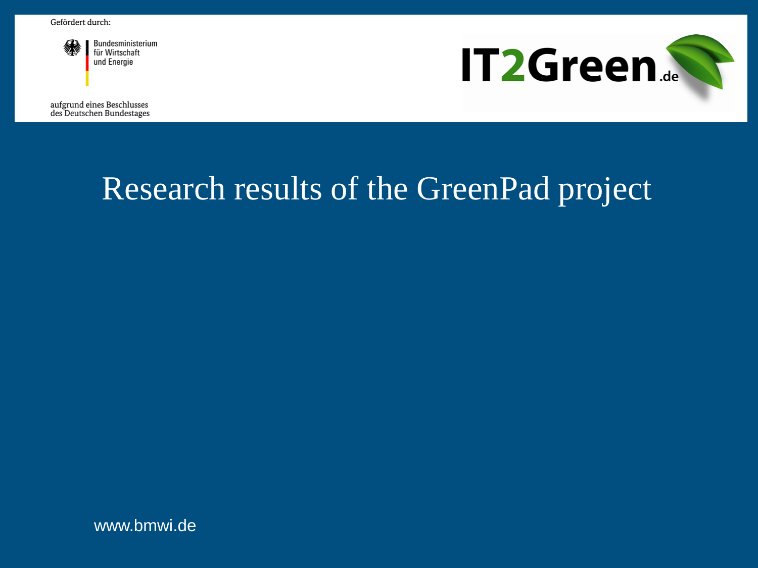Gefördert durch:

Bundesministerium für Wirtschaft und Energie

aufgrund eines Beschlusses des Deutschen Bundestages

IT2Green.de

# Research results of the GreenPad project

www.bmwi.de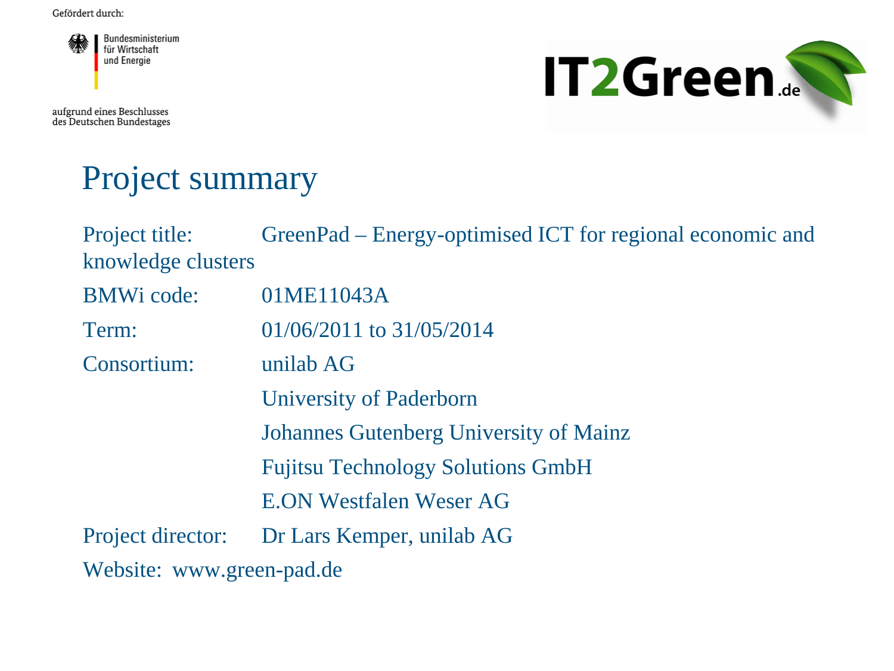Gefördert durch:

Bundesministerium für Wirtschaft und Energie

aufgrund eines Beschlusses des Deutschen Bundestages

IT2Green.de

# Project summary

Project title: GreenPad – Energy-optimised ICT for regional economic and knowledge clusters

BMWi code: 01ME11043A

Term: 01/06/2011 to 31/05/2014

Consortium: unilab AG
University of Paderborn
Johannes Gutenberg University of Mainz
Fujitsu Technology Solutions GmbH
E.ON Westfalen Weser AG

Project director: Dr Lars Kemper, unilab AG

Website: www.green-pad.de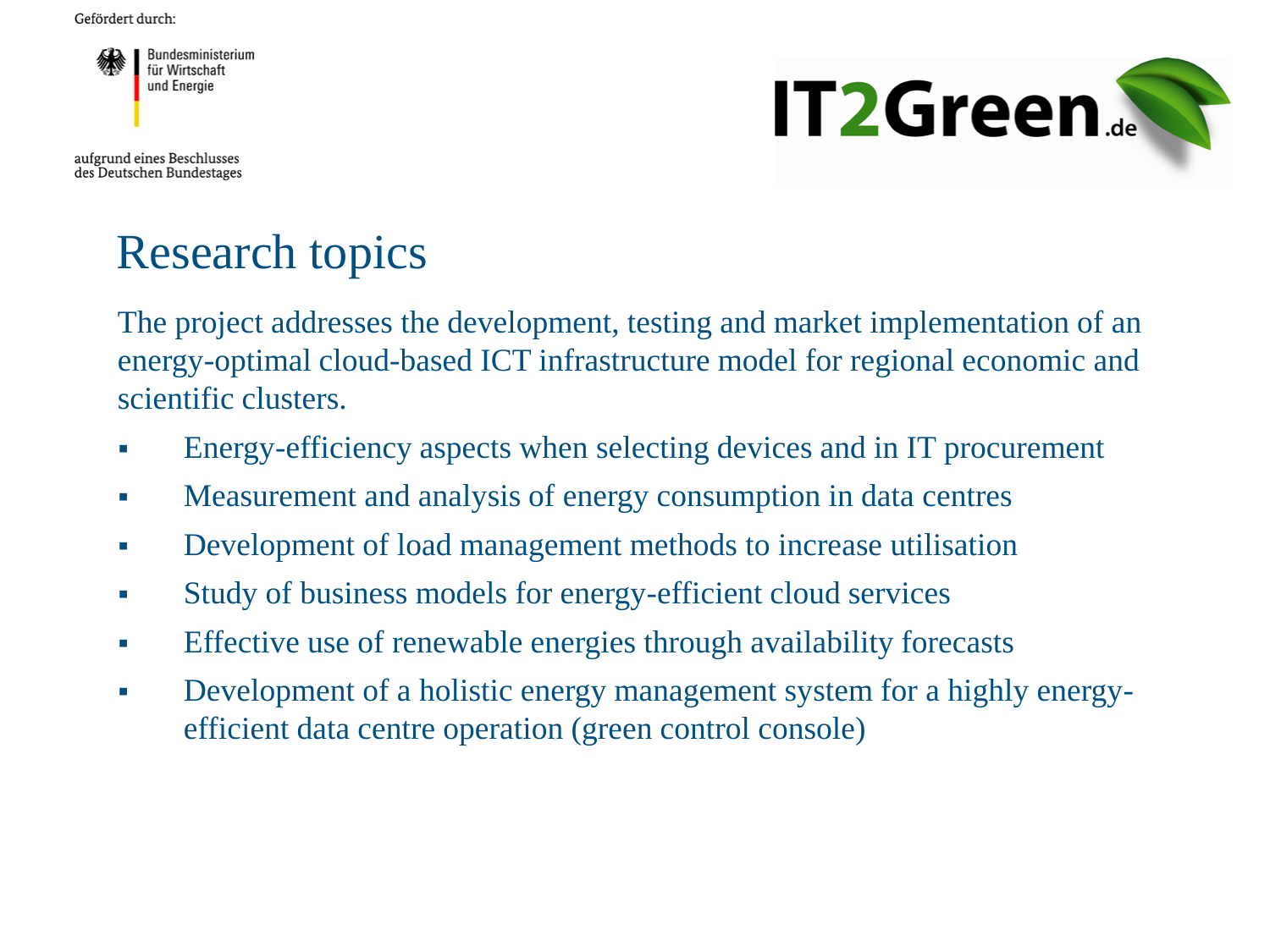Gefördert durch:

Bundesministerium für Wirtschaft und Energie

aufgrund eines Beschlusses des Deutschen Bundestages

IT2Green.de

# Research topics

The project addresses the development, testing and market implementation of an energy-optimal cloud-based ICT infrastructure model for regional economic and scientific clusters.

- Energy-efficiency aspects when selecting devices and in IT procurement
- Measurement and analysis of energy consumption in data centres
- Development of load management methods to increase utilisation
- Study of business models for energy-efficient cloud services
- Effective use of renewable energies through availability forecasts
- Development of a holistic energy management system for a highly energy-efficient data centre operation (green control console)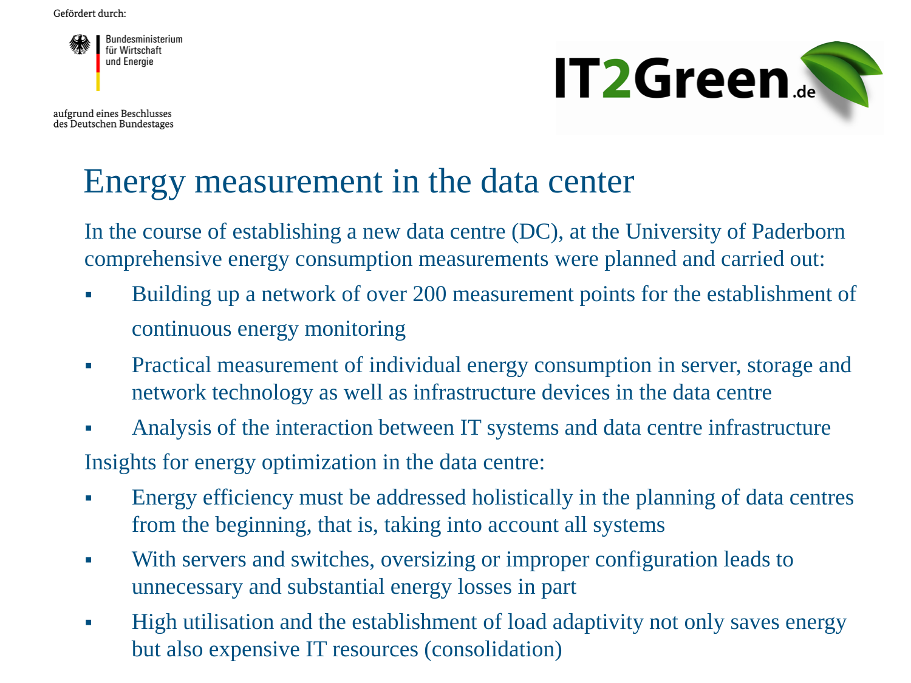Gefördert durch:

Bundesministerium für Wirtschaft und Energie

aufgrund eines Beschlusses des Deutschen Bundestages

IT2Green.de

# Energy measurement in the data center

In the course of establishing a new data centre (DC), at the University of Paderborn comprehensive energy consumption measurements were planned and carried out:

- Building up a network of over 200 measurement points for the establishment of continuous energy monitoring
- Practical measurement of individual energy consumption in server, storage and network technology as well as infrastructure devices in the data centre
- Analysis of the interaction between IT systems and data centre infrastructure

Insights for energy optimization in the data centre:

- Energy efficiency must be addressed holistically in the planning of data centres from the beginning, that is, taking into account all systems
- With servers and switches, oversizing or improper configuration leads to unnecessary and substantial energy losses in part
- High utilisation and the establishment of load adaptivity not only saves energy but also expensive IT resources (consolidation)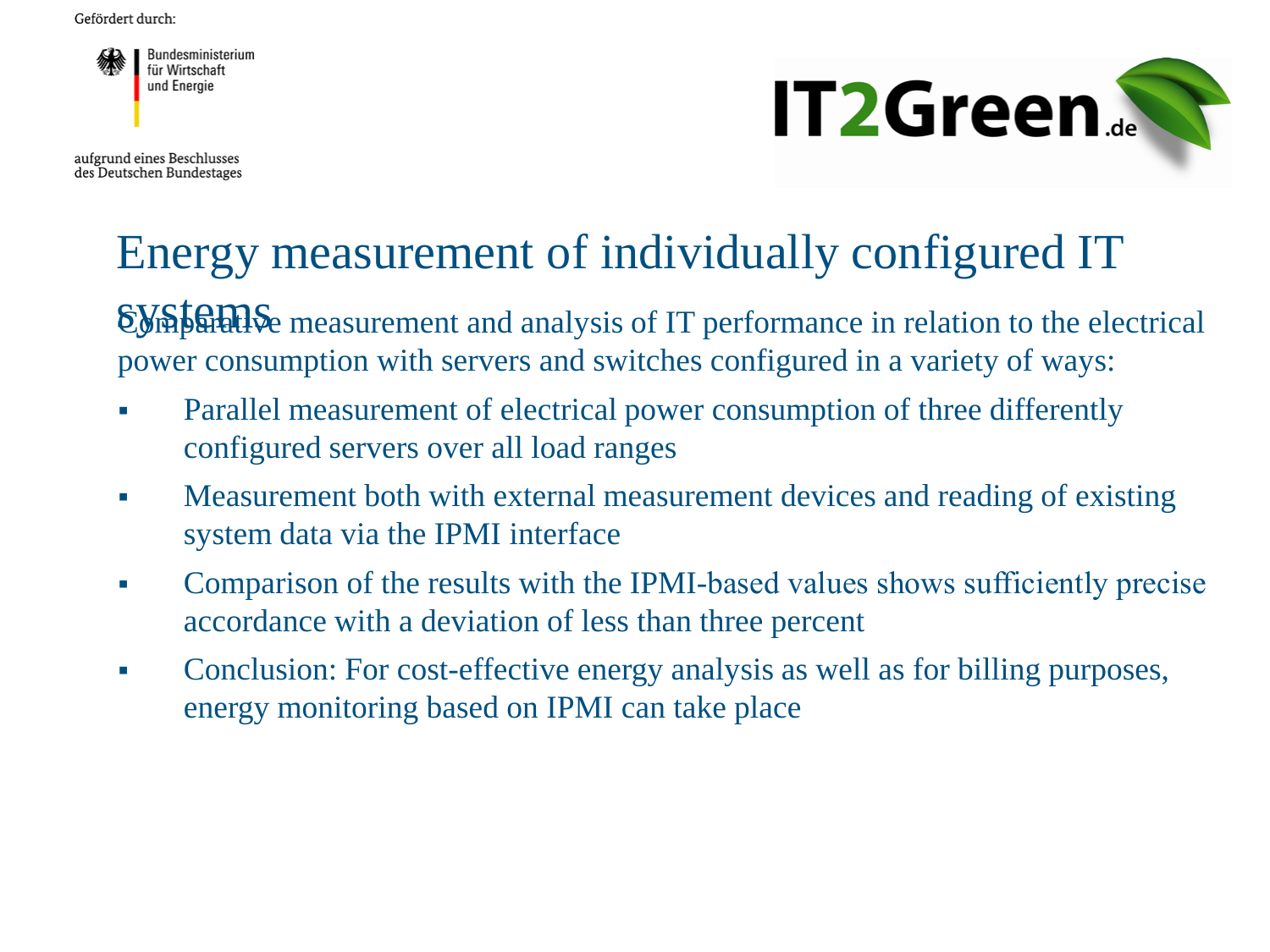Gefördert durch:

Bundesministerium für Wirtschaft und Energie

aufgrund eines Beschlusses des Deutschen Bundestages

IT2Green.de

# Energy measurement of individually configured IT systems

Comparative measurement and analysis of IT performance in relation to the electrical power consumption with servers and switches configured in a variety of ways:

- Parallel measurement of electrical power consumption of three differently configured servers over all load ranges
- Measurement both with external measurement devices and reading of existing system data via the IPMI interface
- Comparison of the results with the IPMI-based values shows sufficiently precise accordance with a deviation of less than three percent
- Conclusion: For cost-effective energy analysis as well as for billing purposes, energy monitoring based on IPMI can take place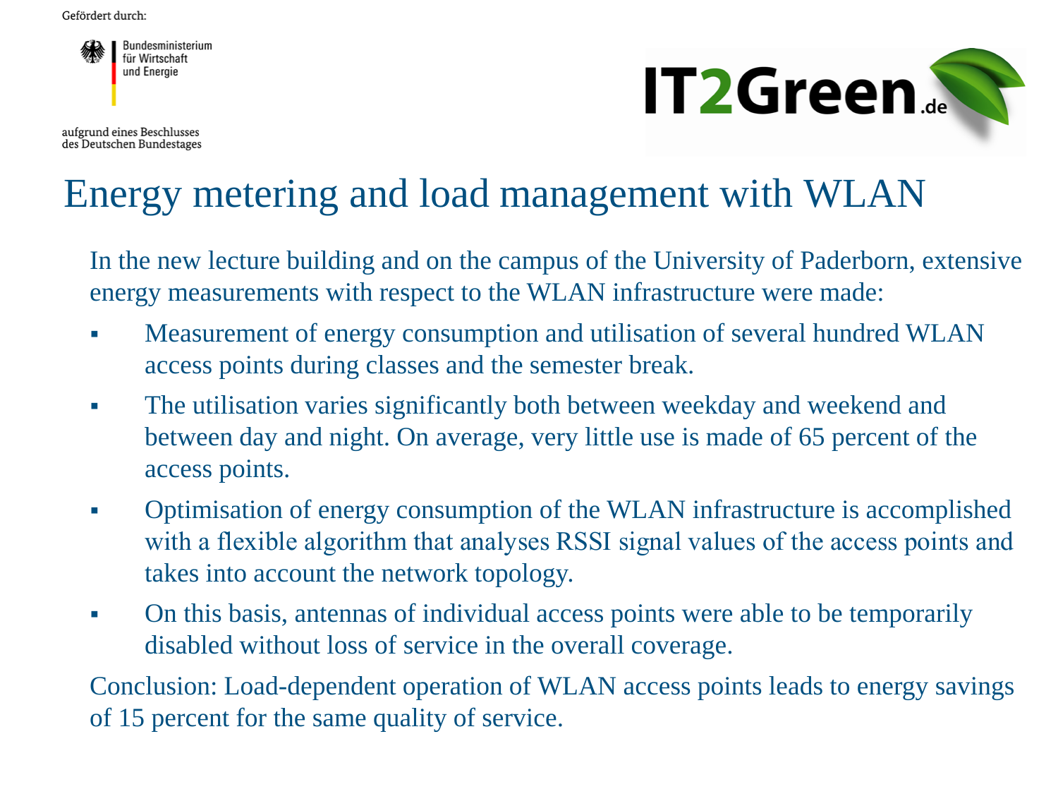Gefördert durch:

Bundesministerium für Wirtschaft und Energie

aufgrund eines Beschlusses des Deutschen Bundestages

IT2Green.de

# Energy metering and load management with WLAN

In the new lecture building and on the campus of the University of Paderborn, extensive energy measurements with respect to the WLAN infrastructure were made:

- Measurement of energy consumption and utilisation of several hundred WLAN access points during classes and the semester break.
- The utilisation varies significantly both between weekday and weekend and between day and night. On average, very little use is made of 65 percent of the access points.
- Optimisation of energy consumption of the WLAN infrastructure is accomplished with a flexible algorithm that analyses RSSI signal values of the access points and takes into account the network topology.
- On this basis, antennas of individual access points were able to be temporarily disabled without loss of service in the overall coverage.

Conclusion: Load-dependent operation of WLAN access points leads to energy savings of 15 percent for the same quality of service.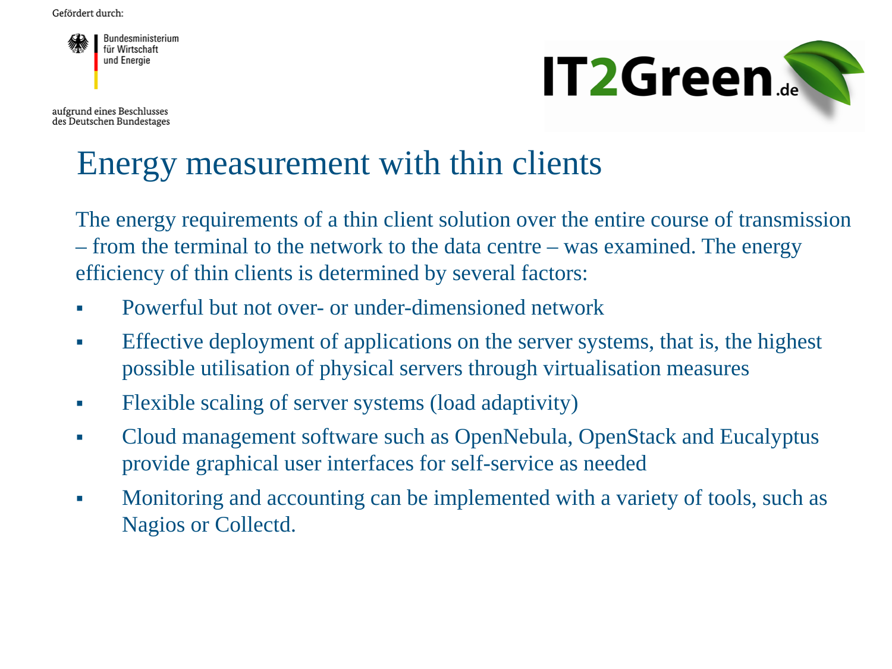# Energy measurement with thin clients

The energy requirements of a thin client solution over the entire course of transmission – from the terminal to the network to the data centre – was examined. The energy efficiency of thin clients is determined by several factors:

- Powerful but not over- or under-dimensioned network
- Effective deployment of applications on the server systems, that is, the highest possible utilisation of physical servers through virtualisation measures
- Flexible scaling of server systems (load adaptivity)
- Cloud management software such as OpenNebula, OpenStack and Eucalyptus provide graphical user interfaces for self-service as needed
- Monitoring and accounting can be implemented with a variety of tools, such as Nagios or Collectd.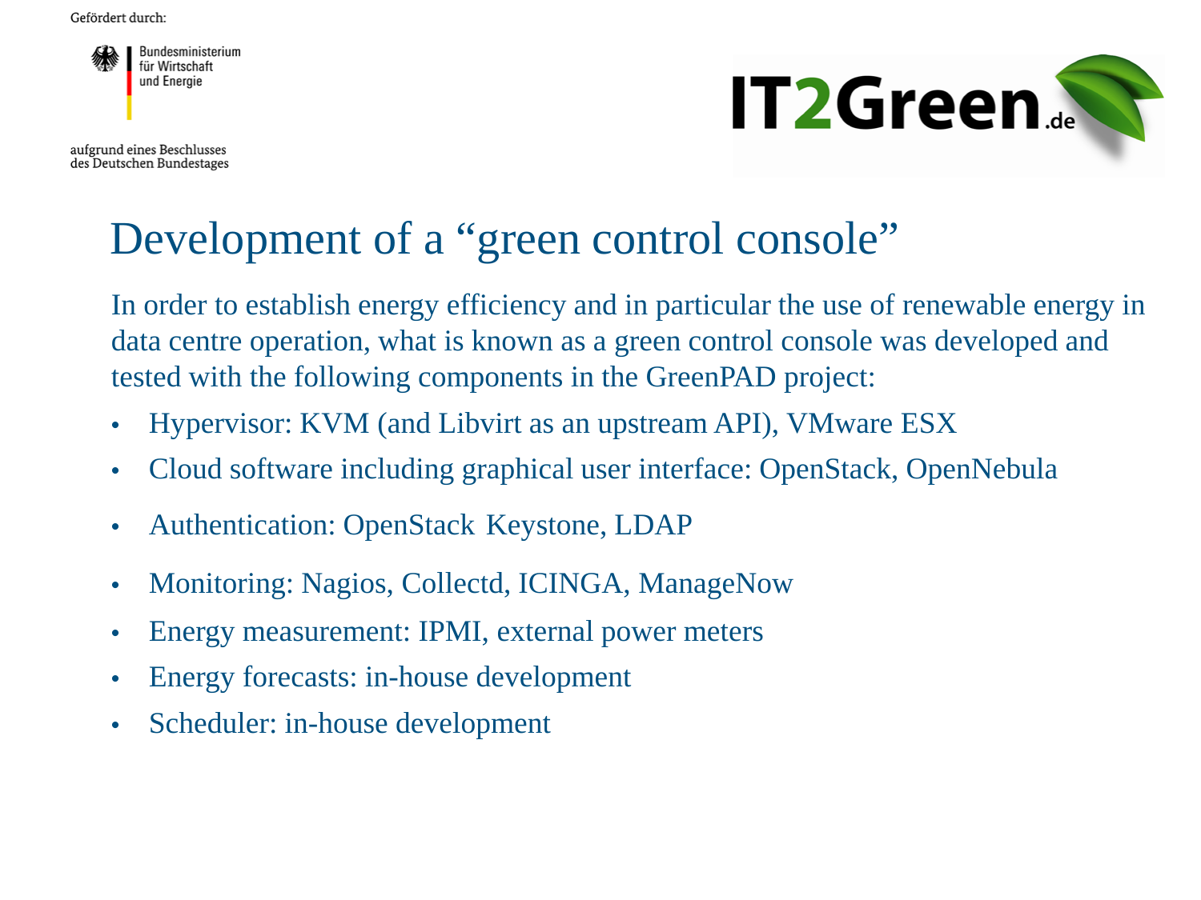Gefördert durch:

Bundesministerium für Wirtschaft und Energie

aufgrund eines Beschlusses des Deutschen Bundestages

IT2Green.de

# Development of a "green control console"

In order to establish energy efficiency and in particular the use of renewable energy in data centre operation, what is known as a green control console was developed and tested with the following components in the GreenPAD project:

- Hypervisor: KVM (and Libvirt as an upstream API), VMware ESX
- Cloud software including graphical user interface: OpenStack, OpenNebula
- Authentication: OpenStack Keystone, LDAP
- Monitoring: Nagios, Collectd, ICINGA, ManageNow
- Energy measurement: IPMI, external power meters
- Energy forecasts: in-house development
- Scheduler: in-house development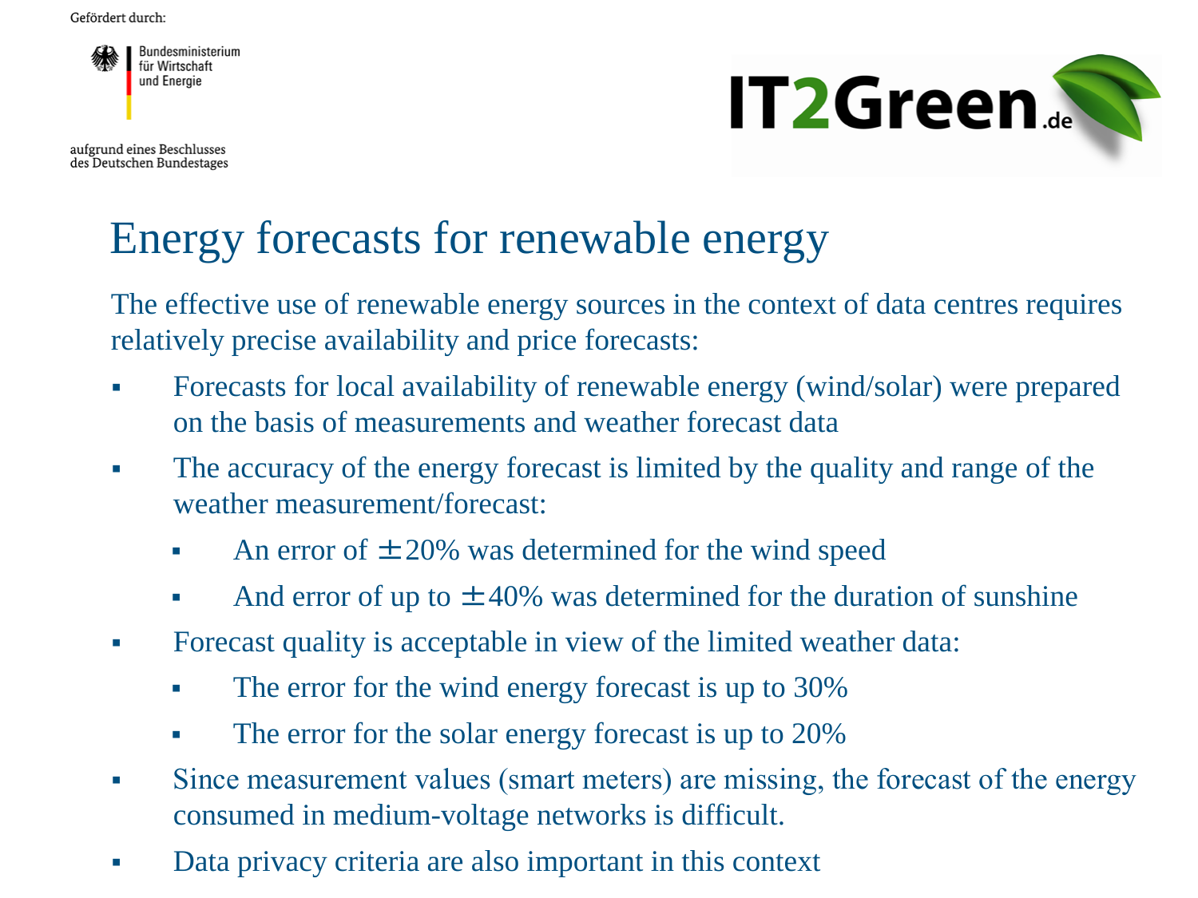Gefördert durch:

Bundesministerium für Wirtschaft und Energie

aufgrund eines Beschlusses des Deutschen Bundestages

IT2Green.de

# Energy forecasts for renewable energy

The effective use of renewable energy sources in the context of data centres requires relatively precise availability and price forecasts:

- Forecasts for local availability of renewable energy (wind/solar) were prepared on the basis of measurements and weather forecast data
- The accuracy of the energy forecast is limited by the quality and range of the weather measurement/forecast:
  - An error of ±20% was determined for the wind speed
  - And error of up to ±40% was determined for the duration of sunshine
- Forecast quality is acceptable in view of the limited weather data:
  - The error for the wind energy forecast is up to 30%
  - The error for the solar energy forecast is up to 20%
- Since measurement values (smart meters) are missing, the forecast of the energy consumed in medium-voltage networks is difficult.
- Data privacy criteria are also important in this context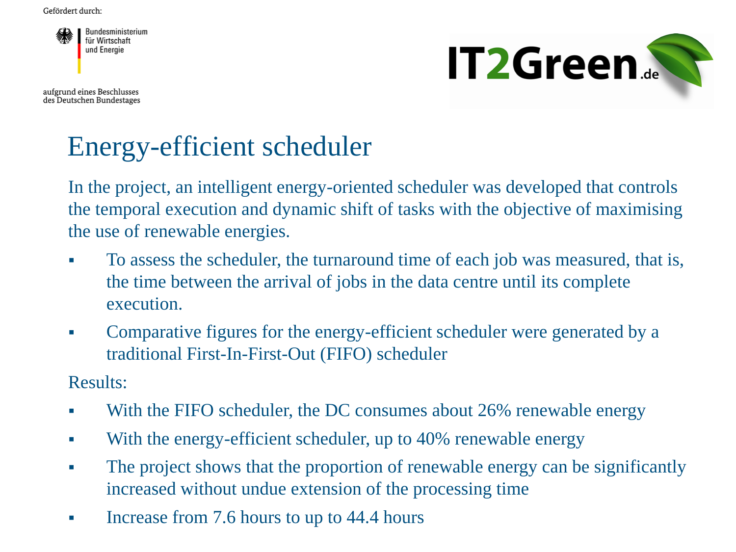Gefördert durch:

Bundesministerium
für Wirtschaft
und Energie

aufgrund eines Beschlusses
des Deutschen Bundestages

IT2Green.de

# Energy-efficient scheduler

In the project, an intelligent energy-oriented scheduler was developed that controls the temporal execution and dynamic shift of tasks with the objective of maximising the use of renewable energies.

- To assess the scheduler, the turnaround time of each job was measured, that is, the time between the arrival of jobs in the data centre until its complete execution.
- Comparative figures for the energy-efficient scheduler were generated by a traditional First-In-First-Out (FIFO) scheduler

Results:

- With the FIFO scheduler, the DC consumes about 26% renewable energy
- With the energy-efficient scheduler, up to 40% renewable energy
- The project shows that the proportion of renewable energy can be significantly increased without undue extension of the processing time
- Increase from 7.6 hours to up to 44.4 hours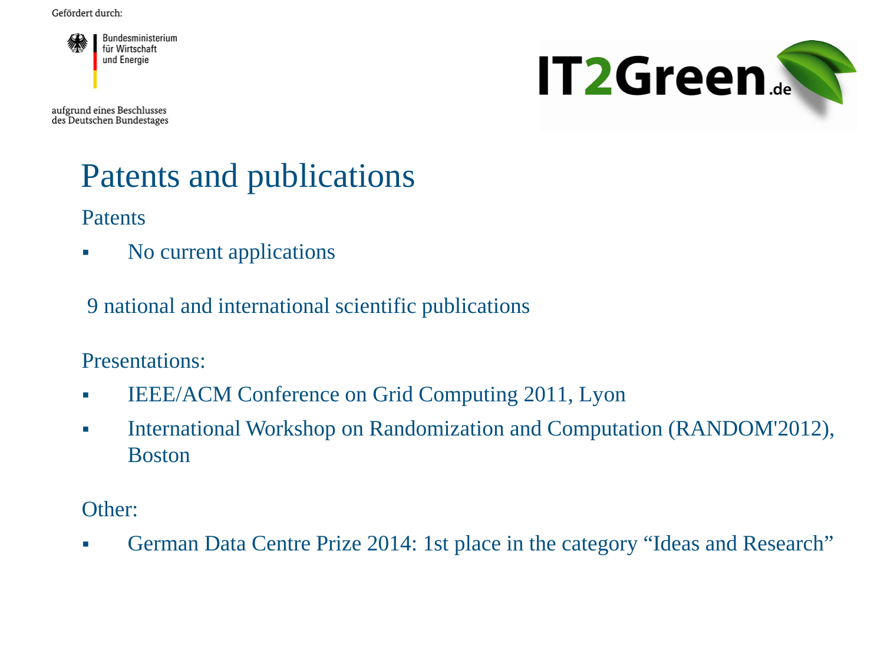Gefördert durch:

Bundesministerium für Wirtschaft und Energie

aufgrund eines Beschlusses des Deutschen Bundestages

IT2Green.de

# Patents and publications

Patents

- No current applications

9 national and international scientific publications

Presentations:

- IEEE/ACM Conference on Grid Computing 2011, Lyon
- International Workshop on Randomization and Computation (RANDOM'2012), Boston

Other:

- German Data Centre Prize 2014: 1st place in the category “Ideas and Research”